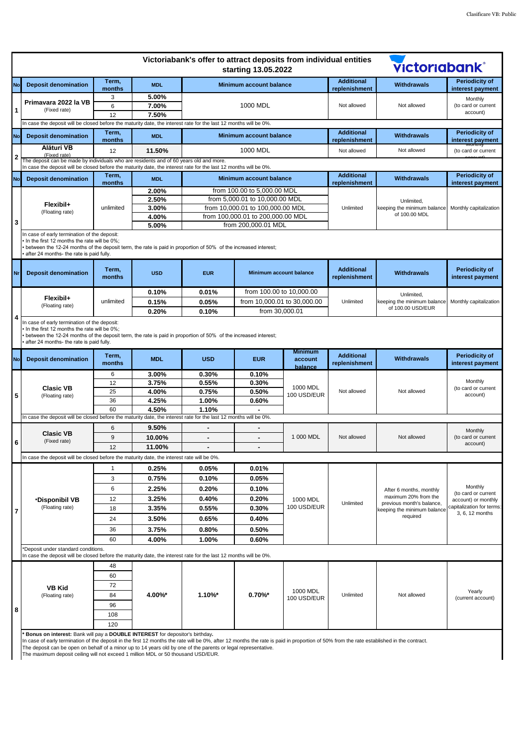Clasificare VB: Public

# Victoriabank's offer to attract deposits from individual entities starting 13.05.2022

victoriabank®

| No | Deposit denomination | Term, months | MDL | Minimum account balance | Additional replenishment | Withdrawals | Periodicity of interest payment |
|---|---|---|---|---|---|---|---|
| 1 | Primavara 2022 la VB (Fixed rate) | 3 | 5.00% | 1000 MDL | Not allowed | Not allowed | Monthly (to card or current account) |
| | | 6 | 7.00% | | | | |
| | | 12 | 7.50% | | | | |

In case the deposit will be closed before the maturity date, the interest rate for the last 12 months will be 0%.

| No | Deposit denomination | Term, months | MDL | Minimum account balance | Additional replenishment | Withdrawals | Periodicity of interest payment |
|---|---|---|---|---|---|---|---|
| 2 | Alături VB (Fixed rate) | 12 | 11.50% | 1000 MDL | Not allowed | Not allowed | Monthly (to card or current account) |

The deposit can be made by individuals who are residents and of 60 years old and more.
In case the deposit will be closed before the maturity date, the interest rate for the last 12 months will be 0%.

| No | Deposit denomination | Term, months | MDL | Minimum account balance | Additional replenishment | Withdrawals | Periodicity of interest payment |
|---|---|---|---|---|---|---|---|
| 3 | Flexibil+ (Floating rate) | unlimited | 2.00% | from 100.00 to 5,000.00 MDL | Unlimited | Unlimited, keeping the minimum balance of 100.00 MDL | Monthly capitalization |
| | | | 2.50% | from 5,000.01 to 10,000.00 MDL | | | |
| | | | 3.00% | from 10,000.01 to 100,000.00 MDL | | | |
| | | | 4.00% | from 100,000.01 to 200,000.00 MDL | | | |
| | | | 5.00% | from 200,000.01 MDL | | | |

In case of early termination of the deposit:
- In the first 12 months the rate will be 0%;
- between the 12-24 months of the deposit term, the rate is paid in proportion of 50% of the increased interest;
- after 24 months- the rate is paid fully.

| Nr | Deposit denomination | Term, months | USD | EUR | Minimum account balance | Additional replenishment | Withdrawals | Periodicity of interest payment |
|---|---|---|---|---|---|---|---|---|
| 4 | Flexibil+ (Floating rate) | unlimited | 0.10% | 0.01% | from 100.00 to 10,000.00 | Unlimited | Unlimited, keeping the minimum balance of 100.00 USD/EUR | Monthly capitalization |
| | | | 0.15% | 0.05% | from 10,000.01 to 30,000.00 | | | |
| | | | 0.20% | 0.10% | from 30,000.01 | | | |

In case of early termination of the deposit:
- In the first 12 months the rate will be 0%;
- between the 12-24 months of the deposit term, the rate is paid in proportion of 50% of the increased interest;
- after 24 months- the rate is paid fully.

| No | Deposit denomination | Term, months | MDL | USD | EUR | Minimum account balance | Additional replenishment | Withdrawals | Periodicity of interest payment |
|---|---|---|---|---|---|---|---|---|---|
| 5 | Clasic VB (Floating rate) | 6 | 3.00% | 0.30% | 0.10% | 1000 MDL 100 USD/EUR | Not allowed | Not allowed | Monthly (to card or current account) |
| | | 12 | 3.75% | 0.55% | 0.30% | | | | |
| | | 25 | 4.00% | 0.75% | 0.50% | | | | |
| | | 36 | 4.25% | 1.00% | 0.60% | | | | |
| | | 60 | 4.50% | 1.10% | - | | | | |

In case the deposit will be closed before the maturity date, the interest rate for the last 12 months will be 0%.

| No | Deposit denomination | Term, months | MDL | USD | EUR | Minimum account balance | Additional replenishment | Withdrawals | Periodicity of interest payment |
|---|---|---|---|---|---|---|---|---|---|
| 6 | Clasic VB (Fixed rate) | 6 | 9.50% | - | - | 1 000 MDL | Not allowed | Not allowed | Monthly (to card or current account) |
| | | 9 | 10.00% | - | - | | | | |
| | | 12 | 11.00% | - | - | | | | |

In case the deposit will be closed before the maturity date, the interest rate will be 0%.

| No | Deposit denomination | Term, months | MDL | USD | EUR | Minimum account balance | Additional replenishment | Withdrawals | Periodicity of interest payment |
|---|---|---|---|---|---|---|---|---|---|
| 7 | *Disponibil VB (Floating rate) | 1 | 0.25% | 0.05% | 0.01% | 1000 MDL 100 USD/EUR | Unlimited | After 6 months, monthly maximum 20% from the previous month's balance, keeping the minimum balance required | Monthly (to card or current account) or monthly capitalization for terms: 3, 6, 12 months |
| | | 3 | 0.75% | 0.10% | 0.05% | | | | |
| | | 6 | 2.25% | 0.20% | 0.10% | | | | |
| | | 12 | 3.25% | 0.40% | 0.20% | | | | |
| | | 18 | 3.35% | 0.55% | 0.30% | | | | |
| | | 24 | 3.50% | 0.65% | 0.40% | | | | |
| | | 36 | 3.75% | 0.80% | 0.50% | | | | |
| | | 60 | 4.00% | 1.00% | 0.60% | | | | |

*Deposit under standard conditions.
In case the deposit will be closed before the maturity date, the interest rate for the last 12 months will be 0%.

| No | Deposit denomination | Term, months | MDL | USD | EUR | Minimum account balance | Additional replenishment | Withdrawals | Periodicity of interest payment |
|---|---|---|---|---|---|---|---|---|---|
| 8 | VB Kid (Floating rate) | 48 | 4.00%* | 1.10%* | 0.70%* | 1000 MDL 100 USD/EUR | Unlimited | Not allowed | Yearly (current account) |
| | | 60 | | | | | | | |
| | | 72 | | | | | | | |
| | | 84 | | | | | | | |
| | | 96 | | | | | | | |
| | | 108 | | | | | | | |
| | | 120 | | | | | | | |

* **Bonus on interest:** Bank will pay a **DOUBLE INTEREST** for depositor's birthday.
In case of early termination of the deposit in the first 12 months the rate will be 0%, after 12 months the rate is paid in proportion of 50% from the rate established in the contract.
The deposit can be open on behalf of a minor up to 14 years old by one of the parents or legal representative.
The maximum deposit ceiling will not exceed 1 million MDL or 50 thousand USD/EUR.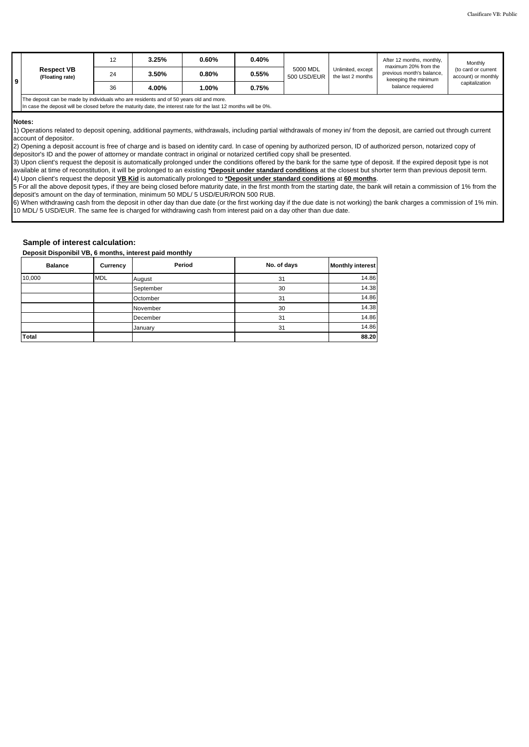| | | | | | | | | | |
|---|---|---|---|---|---|---|---|---|---|
| 9 | **Respect VB** **(Floating rate)** | 12 | **3.25%** | **0.60%** | **0.40%** | 5000 MDL 500 USD/EUR | Unlimited, except the last 2 months | After 12 months, monthly, maximum 20% from the previous month's balance, keeeping the minimum balance requiered | Monthly (to card or current account) or monthly capitalization |
| | | 24 | **3.50%** | **0.80%** | **0.55%** | | | | |
| | | 36 | **4.00%** | **1.00%** | **0.75%** | | | | |
| | The deposit can be made by individuals who are residents and of 50 years old and more. In case the deposit will be closed before the maturity date, the interest rate for the last 12 months will be 0%. | | | | | | | | |

**Notes:**

1) Operations related to deposit opening, additional payments, withdrawals, including partial withdrawals of money in/ from the deposit, are carried out through current account of depositor.

2) Opening a deposit account is free of charge and is based on identity card. In case of opening by authorized person, ID of authorized person, notarized copy of depositor's ID and the power of attorney or mandate contract in original or notarized certified copy shall be presented.

3) Upon client's request the deposit is automatically prolonged under the conditions offered by the bank for the same type of deposit. If the expired deposit type is not available at time of reconstitution, it will be prolonged to an existing **\*Deposit under standard conditions** at the closest but shorter term than previous deposit term.

4) Upon client's request the deposit **VB Kid** is automatically prolonged to **\*Deposit under standard conditions** at **60 months**.

5 For all the above deposit types, if they are being closed before maturity date, in the first month from the starting date, the bank will retain a commission of 1% from the deposit's amount on the day of termination, minimum 50 MDL/ 5 USD/EUR/RON 500 RUB.

6) When withdrawing cash from the deposit in other day than due date (or the first working day if the due date is not working) the bank charges a commission of 1% min. 10 MDL/ 5 USD/EUR. The same fee is charged for withdrawing cash from interest paid on a day other than due date.

## Sample of interest calculation:

**Deposit Disponibil VB, 6 months, interest paid monthly**

| Balance | Currency | Period | No. of days | Monthly interest |
|---|---|---|---|---|
| 10,000 | MDL | August | 31 | 14.86 |
| | | September | 30 | 14.38 |
| | | Octomber | 31 | 14.86 |
| | | November | 30 | 14.38 |
| | | December | 31 | 14.86 |
| | | January | 31 | 14.86 |
| **Total** | | | | **88.20** |